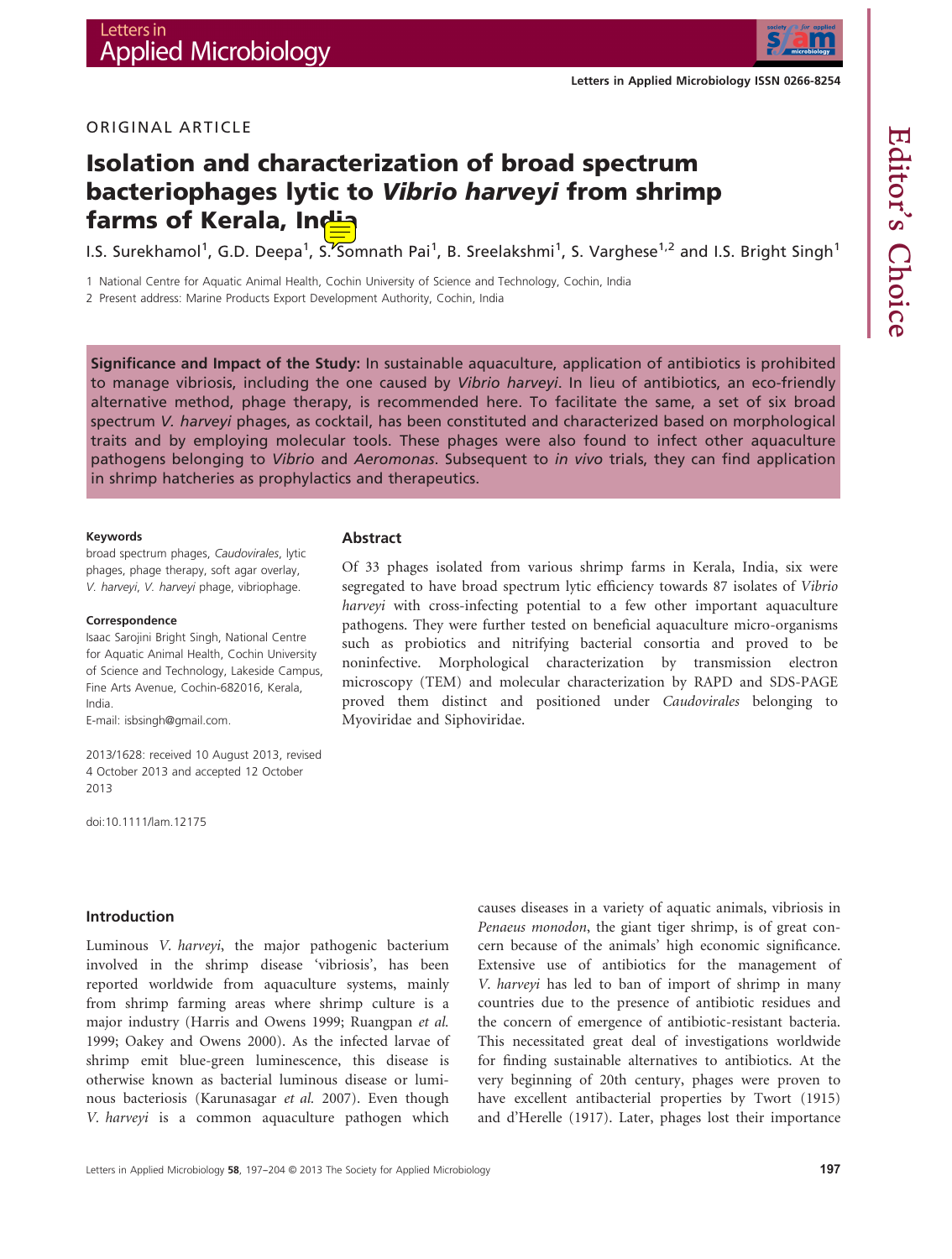ORIGINAL ARTICLE

# Isolation and characterization of broad spectrum bacteriophages lytic to *Vibrio harveyi* from shrimp farms of Kerala, India

I.S. Surekhamol[1], G.D. Deepa[1], S. Somnath Pai[1], B. Sreelakshmi[1], S. Varghese[1,2] and I.S. Bright Singh[1]

1 National Centre for Aquatic Animal Health, Cochin University of Science and Technology, Cochin, India
2 Present address: Marine Products Export Development Authority, Cochin, India

**Significance and Impact of the Study:** In sustainable aquaculture, application of antibiotics is prohibited to manage vibriosis, including the one caused by *Vibrio harveyi*. In lieu of antibiotics, an eco-friendly alternative method, phage therapy, is recommended here. To facilitate the same, a set of six broad spectrum *V. harveyi* phages, as cocktail, has been constituted and characterized based on morphological traits and by employing molecular tools. These phages were also found to infect other aquaculture pathogens belonging to *Vibrio* and *Aeromonas*. Subsequent to *in vivo* trials, they can find application in shrimp hatcheries as prophylactics and therapeutics.

**Keywords**

broad spectrum phages, *Caudovirales*, lytic phages, phage therapy, soft agar overlay, *V. harveyi*, *V. harveyi* phage, vibriophage.

**Correspondence**

Isaac Sarojini Bright Singh, National Centre for Aquatic Animal Health, Cochin University of Science and Technology, Lakeside Campus, Fine Arts Avenue, Cochin-682016, Kerala, India.
E-mail: isbsingh@gmail.com.

2013/1628: received 10 August 2013, revised 4 October 2013 and accepted 12 October 2013

doi:10.1111/lam.12175

## Abstract

Of 33 phages isolated from various shrimp farms in Kerala, India, six were segregated to have broad spectrum lytic efficiency towards 87 isolates of *Vibrio harveyi* with cross-infecting potential to a few other important aquaculture pathogens. They were further tested on beneficial aquaculture micro-organisms such as probiotics and nitrifying bacterial consortia and proved to be noninfective. Morphological characterization by transmission electron microscopy (TEM) and molecular characterization by RAPD and SDS-PAGE proved them distinct and positioned under *Caudovirales* belonging to Myoviridae and Siphoviridae.

## Introduction

Luminous *V. harveyi*, the major pathogenic bacterium involved in the shrimp disease 'vibriosis', has been reported worldwide from aquaculture systems, mainly from shrimp farming areas where shrimp culture is a major industry (Harris and Owens 1999; Ruangpan *et al.* 1999; Oakey and Owens 2000). As the infected larvae of shrimp emit blue-green luminescence, this disease is otherwise known as bacterial luminous disease or luminous bacteriosis (Karunasagar *et al.* 2007). Even though *V. harveyi* is a common aquaculture pathogen which causes diseases in a variety of aquatic animals, vibriosis in *Penaeus monodon*, the giant tiger shrimp, is of great concern because of the animals' high economic significance. Extensive use of antibiotics for the management of *V. harveyi* has led to ban of import of shrimp in many countries due to the presence of antibiotic residues and the concern of emergence of antibiotic-resistant bacteria. This necessitated great deal of investigations worldwide for finding sustainable alternatives to antibiotics. At the very beginning of 20th century, phages were proven to have excellent antibacterial properties by Twort (1915) and d'Herelle (1917). Later, phages lost their importance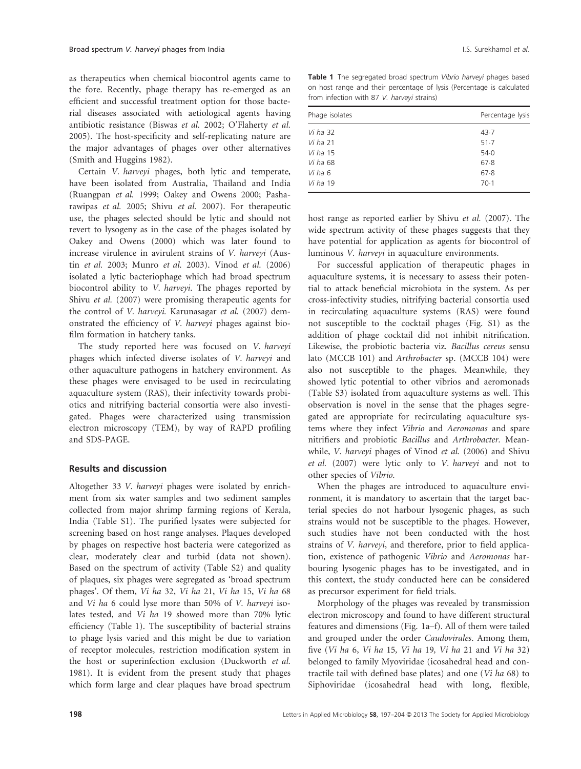as therapeutics when chemical biocontrol agents came to the fore. Recently, phage therapy has re-emerged as an efficient and successful treatment option for those bacterial diseases associated with aetiological agents having antibiotic resistance (Biswas *et al.* 2002; O'Flaherty *et al.* 2005). The host-specificity and self-replicating nature are the major advantages of phages over other alternatives (Smith and Huggins 1982).

Certain *V. harveyi* phages, both lytic and temperate, have been isolated from Australia, Thailand and India (Ruangpan *et al.* 1999; Oakey and Owens 2000; Pasharawipas *et al.* 2005; Shivu *et al.* 2007). For therapeutic use, the phages selected should be lytic and should not revert to lysogeny as in the case of the phages isolated by Oakey and Owens (2000) which was later found to increase virulence in avirulent strains of *V. harveyi* (Austin *et al.* 2003; Munro *et al.* 2003). Vinod *et al.* (2006) isolated a lytic bacteriophage which had broad spectrum biocontrol ability to *V. harveyi*. The phages reported by Shivu *et al.* (2007) were promising therapeutic agents for the control of *V. harveyi*. Karunasagar *et al.* (2007) demonstrated the efficiency of *V. harveyi* phages against biofilm formation in hatchery tanks.

The study reported here was focused on *V. harveyi* phages which infected diverse isolates of *V. harveyi* and other aquaculture pathogens in hatchery environment. As these phages were envisaged to be used in recirculating aquaculture system (RAS), their infectivity towards probiotics and nitrifying bacterial consortia were also investigated. Phages were characterized using transmission electron microscopy (TEM), by way of RAPD profiling and SDS-PAGE.

## Results and discussion

Altogether 33 *V. harveyi* phages were isolated by enrichment from six water samples and two sediment samples collected from major shrimp farming regions of Kerala, India (Table S1). The purified lysates were subjected for screening based on host range analyses. Plaques developed by phages on respective host bacteria were categorized as clear, moderately clear and turbid (data not shown). Based on the spectrum of activity (Table S2) and quality of plaques, six phages were segregated as 'broad spectrum phages'. Of them, *Vi ha* 32, *Vi ha* 21, *Vi ha* 15, *Vi ha* 68 and *Vi ha* 6 could lyse more than 50% of *V. harveyi* isolates tested, and *Vi ha* 19 showed more than 70% lytic efficiency (Table 1). The susceptibility of bacterial strains to phage lysis varied and this might be due to variation of receptor molecules, restriction modification system in the host or superinfection exclusion (Duckworth *et al.* 1981). It is evident from the present study that phages which form large and clear plaques have broad spectrum host range as reported earlier by Shivu *et al.* (2007). The wide spectrum activity of these phages suggests that they have potential for application as agents for biocontrol of luminous *V. harveyi* in aquaculture environments.

**Table 1** The segregated broad spectrum *Vibrio harveyi* phages based on host range and their percentage of lysis (Percentage is calculated from infection with 87 *V. harveyi* strains)

| Phage isolates | Percentage lysis |
|---|---|
| *Vi ha* 32 | 43·7 |
| *Vi ha* 21 | 51·7 |
| *Vi ha* 15 | 54·0 |
| *Vi ha* 68 | 67·8 |
| *Vi ha* 6 | 67·8 |
| *Vi ha* 19 | 70·1 |

For successful application of therapeutic phages in aquaculture systems, it is necessary to assess their potential to attack beneficial microbiota in the system. As per cross-infectivity studies, nitrifying bacterial consortia used in recirculating aquaculture systems (RAS) were found not susceptible to the cocktail phages (Fig. S1) as the addition of phage cocktail did not inhibit nitrification. Likewise, the probiotic bacteria viz. *Bacillus cereus* sensu lato (MCCB 101) and *Arthrobacter* sp. (MCCB 104) were also not susceptible to the phages. Meanwhile, they showed lytic potential to other vibrios and aeromonads (Table S3) isolated from aquaculture systems as well. This observation is novel in the sense that the phages segregated are appropriate for recirculating aquaculture systems where they infect *Vibrio* and *Aeromonas* and spare nitrifiers and probiotic *Bacillus* and *Arthrobacter*. Meanwhile, *V. harveyi* phages of Vinod *et al.* (2006) and Shivu *et al.* (2007) were lytic only to *V. harveyi* and not to other species of *Vibrio*.

When the phages are introduced to aquaculture environment, it is mandatory to ascertain that the target bacterial species do not harbour lysogenic phages, as such strains would not be susceptible to the phages. However, such studies have not been conducted with the host strains of *V. harveyi*, and therefore, prior to field application, existence of pathogenic *Vibrio* and *Aeromonas* harbouring lysogenic phages has to be investigated, and in this context, the study conducted here can be considered as precursor experiment for field trials.

Morphology of the phages was revealed by transmission electron microscopy and found to have different structural features and dimensions (Fig. 1a–f). All of them were tailed and grouped under the order *Caudovirales*. Among them, five (*Vi ha* 6, *Vi ha* 15, *Vi ha* 19, *Vi ha* 21 and *Vi ha* 32) belonged to family Myoviridae (icosahedral head and contractile tail with defined base plates) and one (*Vi ha* 68) to Siphoviridae (icosahedral head with long, flexible,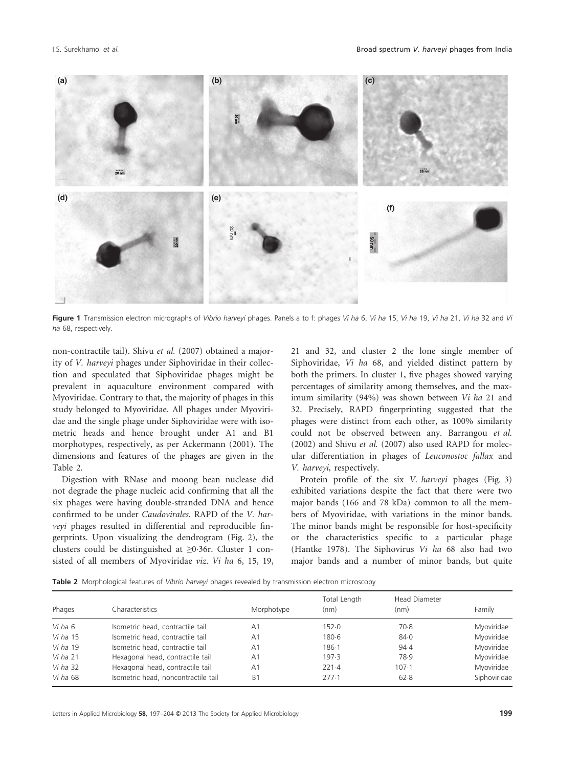**Figure 1** Transmission electron micrographs of *Vibrio harveyi* phages. Panels a to f: phages *Vi ha* 6, *Vi ha* 15, *Vi ha* 19, *Vi ha* 21, *Vi ha* 32 and *Vi ha* 68, respectively.

non-contractile tail). Shivu *et al.* (2007) obtained a majority of *V. harveyi* phages under Siphoviridae in their collection and speculated that Siphoviridae phages might be prevalent in aquaculture environment compared with Myoviridae. Contrary to that, the majority of phages in this study belonged to Myoviridae. All phages under Myoviridae and the single phage under Siphoviridae were with isometric heads and hence brought under A1 and B1 morphotypes, respectively, as per Ackermann (2001). The dimensions and features of the phages are given in the Table 2.

Digestion with RNase and moong bean nuclease did not degrade the phage nucleic acid confirming that all the six phages were having double-stranded DNA and hence confirmed to be under *Caudovirales*. RAPD of the *V. harveyi* phages resulted in differential and reproducible fingerprints. Upon visualizing the dendrogram (Fig. 2), the clusters could be distinguished at ≥0·36r. Cluster 1 consisted of all members of Myoviridae *viz. Vi ha* 6, 15, 19, 21 and 32, and cluster 2 the lone single member of Siphoviridae, *Vi ha* 68, and yielded distinct pattern by both the primers. In cluster 1, five phages showed varying percentages of similarity among themselves, and the maximum similarity (94%) was shown between *Vi ha* 21 and 32. Precisely, RAPD fingerprinting suggested that the phages were distinct from each other, as 100% similarity could not be observed between any. Barrangou *et al.* (2002) and Shivu *et al.* (2007) also used RAPD for molecular differentiation in phages of *Leuconostoc fallax* and *V. harveyi,* respectively.

Protein profile of the six *V. harveyi* phages (Fig. 3) exhibited variations despite the fact that there were two major bands (166 and 78 kDa) common to all the members of Myoviridae, with variations in the minor bands. The minor bands might be responsible for host-specificity or the characteristics specific to a particular phage (Hantke 1978). The Siphovirus *Vi ha* 68 also had two major bands and a number of minor bands, but quite

**Table 2** Morphological features of *Vibrio harveyi* phages revealed by transmission electron microscopy

| Phages | Characteristics | Morphotype | Total Length (nm) | Head Diameter (nm) | Family |
|---|---|---|---|---|---|
| *Vi ha* 6 | Isometric head, contractile tail | A1 | 152·0 | 70·8 | Myoviridae |
| *Vi ha* 15 | Isometric head, contractile tail | A1 | 180·6 | 84·0 | Myoviridae |
| *Vi ha* 19 | Isometric head, contractile tail | A1 | 186·1 | 94·4 | Myoviridae |
| *Vi ha* 21 | Hexagonal head, contractile tail | A1 | 197·3 | 78·9 | Myoviridae |
| *Vi ha* 32 | Hexagonal head, contractile tail | A1 | 221·4 | 107·1 | Myoviridae |
| *Vi ha* 68 | Isometric head, noncontractile tail | B1 | 277·1 | 62·8 | Siphoviridae |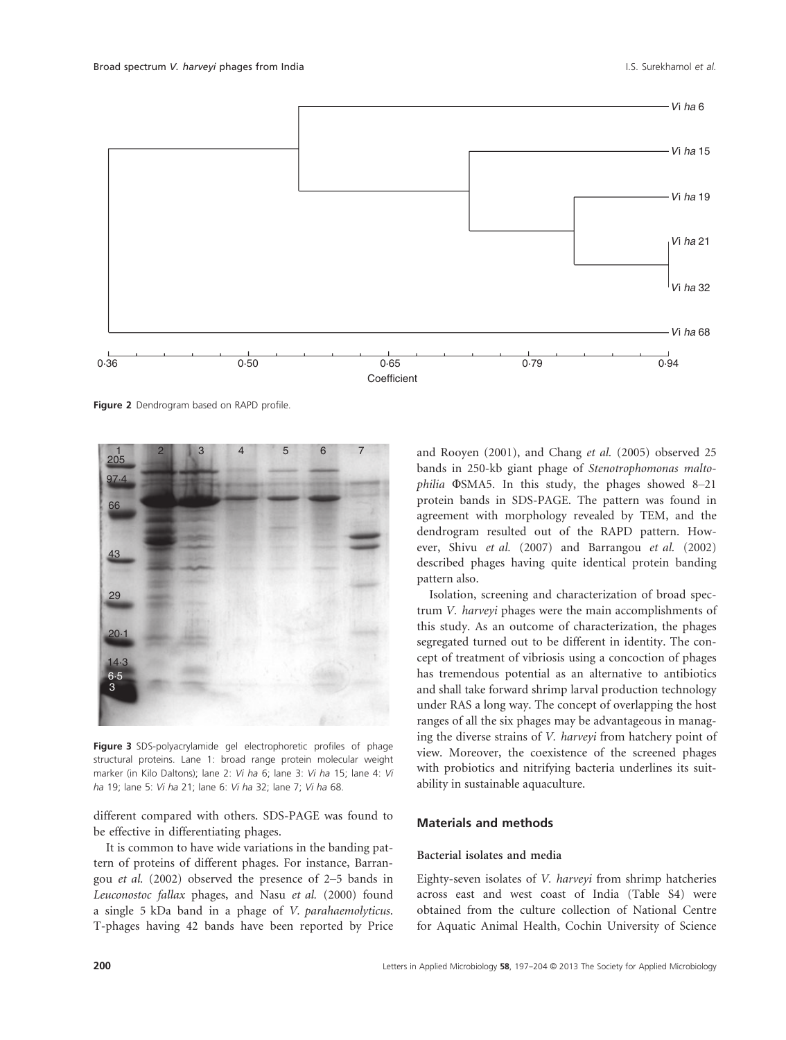Figure 2 Dendrogram based on RAPD profile.

Figure 3 SDS-polyacrylamide gel electrophoretic profiles of phage structural proteins. Lane 1: broad range protein molecular weight marker (in Kilo Daltons); lane 2: *Vi ha* 6; lane 3: *Vi ha* 15; lane 4: *Vi ha* 19; lane 5: *Vi ha* 21; lane 6: *Vi ha* 32; lane 7; *Vi ha* 68.

different compared with others. SDS-PAGE was found to be effective in differentiating phages.

It is common to have wide variations in the banding pattern of proteins of different phages. For instance, Barrangou *et al.* (2002) observed the presence of 2–5 bands in *Leuconostoc fallax* phages, and Nasu *et al.* (2000) found a single 5 kDa band in a phage of *V. parahaemolyticus*. T-phages having 42 bands have been reported by Price and Rooyen (2001), and Chang *et al.* (2005) observed 25 bands in 250-kb giant phage of *Stenotrophomonas maltophilia* ΦSMA5. In this study, the phages showed 8–21 protein bands in SDS-PAGE. The pattern was found in agreement with morphology revealed by TEM, and the dendrogram resulted out of the RAPD pattern. However, Shivu *et al.* (2007) and Barrangou *et al.* (2002) described phages having quite identical protein banding pattern also.

Isolation, screening and characterization of broad spectrum *V. harveyi* phages were the main accomplishments of this study. As an outcome of characterization, the phages segregated turned out to be different in identity. The concept of treatment of vibriosis using a concoction of phages has tremendous potential as an alternative to antibiotics and shall take forward shrimp larval production technology under RAS a long way. The concept of overlapping the host ranges of all the six phages may be advantageous in managing the diverse strains of *V. harveyi* from hatchery point of view. Moreover, the coexistence of the screened phages with probiotics and nitrifying bacteria underlines its suitability in sustainable aquaculture.

## Materials and methods

### Bacterial isolates and media

Eighty-seven isolates of *V. harveyi* from shrimp hatcheries across east and west coast of India (Table S4) were obtained from the culture collection of National Centre for Aquatic Animal Health, Cochin University of Science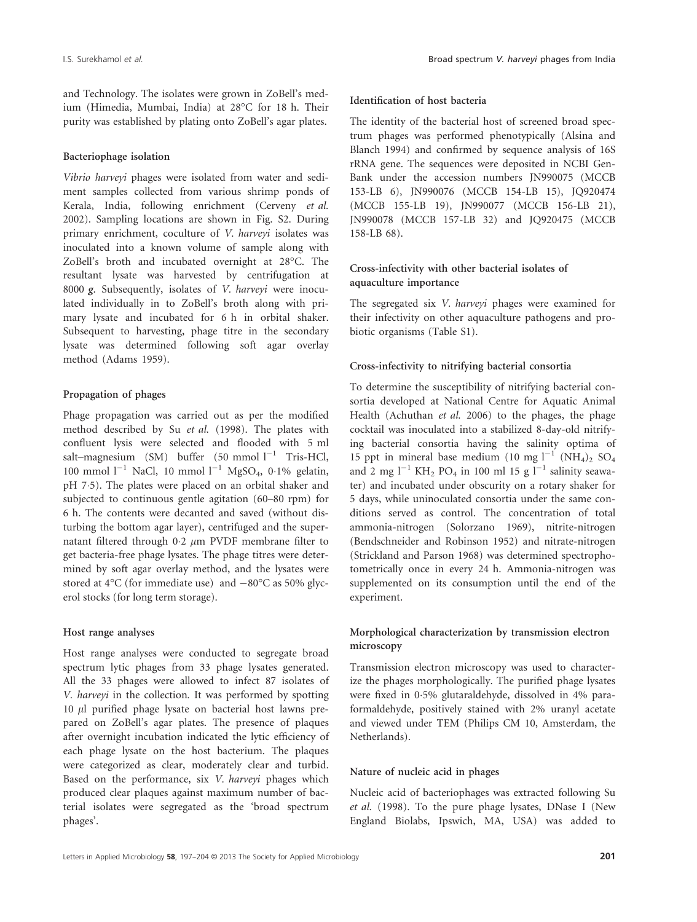and Technology. The isolates were grown in ZoBell's medium (Himedia, Mumbai, India) at 28°C for 18 h. Their purity was established by plating onto ZoBell's agar plates.

### Bacteriophage isolation

*Vibrio harveyi* phages were isolated from water and sediment samples collected from various shrimp ponds of Kerala, India, following enrichment (Cerveny *et al.* 2002). Sampling locations are shown in Fig. S2. During primary enrichment, coculture of *V. harveyi* isolates was inoculated into a known volume of sample along with ZoBell's broth and incubated overnight at 28°C. The resultant lysate was harvested by centrifugation at 8000 ***g***. Subsequently, isolates of *V. harveyi* were inoculated individually in to ZoBell's broth along with primary lysate and incubated for 6 h in orbital shaker. Subsequent to harvesting, phage titre in the secondary lysate was determined following soft agar overlay method (Adams 1959).

### Propagation of phages

Phage propagation was carried out as per the modified method described by Su *et al.* (1998). The plates with confluent lysis were selected and flooded with 5 ml salt–magnesium (SM) buffer (50 mmol $l^{-1}$ Tris-HCl, 100 mmol $l^{-1}$ NaCl, 10 mmol $l^{-1}$ $MgSO_4$, 0·1% gelatin, pH 7·5). The plates were placed on an orbital shaker and subjected to continuous gentle agitation (60–80 rpm) for 6 h. The contents were decanted and saved (without disturbing the bottom agar layer), centrifuged and the supernatant filtered through 0·2 $\mu$m PVDF membrane filter to get bacteria-free phage lysates. The phage titres were determined by soft agar overlay method, and the lysates were stored at 4°C (for immediate use) and −80°C as 50% glycerol stocks (for long term storage).

### Host range analyses

Host range analyses were conducted to segregate broad spectrum lytic phages from 33 phage lysates generated. All the 33 phages were allowed to infect 87 isolates of *V. harveyi* in the collection. It was performed by spotting 10 $\mu$l purified phage lysate on bacterial host lawns prepared on ZoBell's agar plates. The presence of plaques after overnight incubation indicated the lytic efficiency of each phage lysate on the host bacterium. The plaques were categorized as clear, moderately clear and turbid. Based on the performance, six *V. harveyi* phages which produced clear plaques against maximum number of bacterial isolates were segregated as the 'broad spectrum phages'.

### Identification of host bacteria

The identity of the bacterial host of screened broad spectrum phages was performed phenotypically (Alsina and Blanch 1994) and confirmed by sequence analysis of 16S rRNA gene. The sequences were deposited in NCBI GenBank under the accession numbers JN990075 (MCCB 153-LB 6), JN990076 (MCCB 154-LB 15), JQ920474 (MCCB 155-LB 19), JN990077 (MCCB 156-LB 21), JN990078 (MCCB 157-LB 32) and JQ920475 (MCCB 158-LB 68).

### Cross-infectivity with other bacterial isolates of aquaculture importance

The segregated six *V. harveyi* phages were examined for their infectivity on other aquaculture pathogens and probiotic organisms (Table S1).

### Cross-infectivity to nitrifying bacterial consortia

To determine the susceptibility of nitrifying bacterial consortia developed at National Centre for Aquatic Animal Health (Achuthan *et al.* 2006) to the phages, the phage cocktail was inoculated into a stabilized 8-day-old nitrifying bacterial consortia having the salinity optima of 15 ppt in mineral base medium (10 mg $l^{-1}$ $(NH_4)_2$ $SO_4$ and 2 mg $l^{-1}$ $KH_2$ $PO_4$ in 100 ml 15 g $l^{-1}$ salinity seawater) and incubated under obscurity on a rotary shaker for 5 days, while uninoculated consortia under the same conditions served as control. The concentration of total ammonia-nitrogen (Solorzano 1969), nitrite-nitrogen (Bendschneider and Robinson 1952) and nitrate-nitrogen (Strickland and Parson 1968) was determined spectrophotometrically once in every 24 h. Ammonia-nitrogen was supplemented on its consumption until the end of the experiment.

### Morphological characterization by transmission electron microscopy

Transmission electron microscopy was used to characterize the phages morphologically. The purified phage lysates were fixed in 0·5% glutaraldehyde, dissolved in 4% paraformaldehyde, positively stained with 2% uranyl acetate and viewed under TEM (Philips CM 10, Amsterdam, the Netherlands).

### Nature of nucleic acid in phages

Nucleic acid of bacteriophages was extracted following Su *et al.* (1998). To the pure phage lysates, DNase I (New England Biolabs, Ipswich, MA, USA) was added to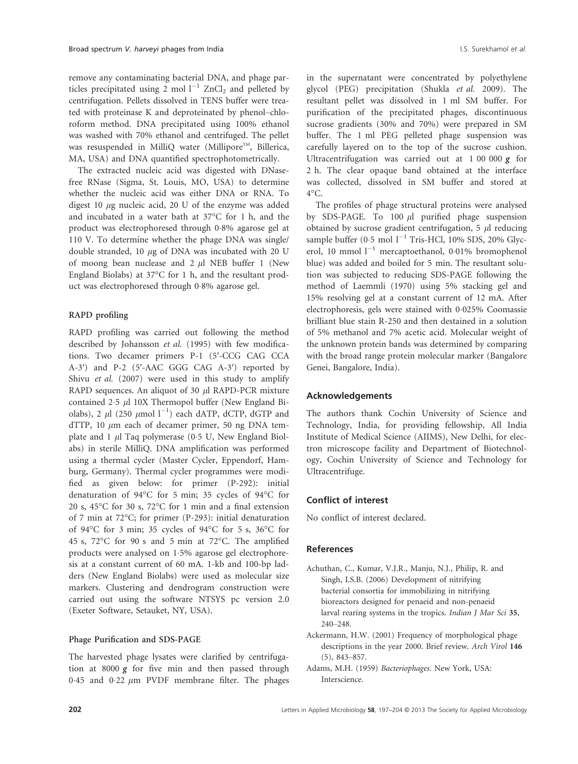remove any contaminating bacterial DNA, and phage particles precipitated using 2 mol $l^{-1}$ $ZnCl_2$ and pelleted by centrifugation. Pellets dissolved in TENS buffer were treated with proteinase K and deproteinated by phenol–chloroform method. DNA precipitated using 100% ethanol was washed with 70% ethanol and centrifuged. The pellet was resuspended in MilliQ water (Millipore™, Billerica, MA, USA) and DNA quantified spectrophotometrically.

The extracted nucleic acid was digested with DNase-free RNase (Sigma, St. Louis, MO, USA) to determine whether the nucleic acid was either DNA or RNA. To digest 10 $\mu$g nucleic acid, 20 U of the enzyme was added and incubated in a water bath at 37°C for 1 h, and the product was electrophoresed through 0·8% agarose gel at 110 V. To determine whether the phage DNA was single/double stranded, 10 $\mu$g of DNA was incubated with 20 U of moong bean nuclease and 2 $\mu$l NEB buffer 1 (New England Biolabs) at 37°C for 1 h, and the resultant product was electrophoresed through 0·8% agarose gel.

### RAPD profiling

RAPD profiling was carried out following the method described by Johansson *et al.* (1995) with few modifications. Two decamer primers P-1 (5′-CCG CAG CCA A-3′) and P-2 (5′-AAC GGG CAG A-3′) reported by Shivu *et al.* (2007) were used in this study to amplify RAPD sequences. An aliquot of 30 $\mu$l RAPD-PCR mixture contained 2·5 $\mu$l 10X Thermopol buffer (New England Biolabs), 2 $\mu$l (250 $\mu$mol $l^{-1}$) each dATP, dCTP, dGTP and dTTP, 10 $\mu$m each of decamer primer, 50 ng DNA template and 1 $\mu$l Taq polymerase (0·5 U, New England Biolabs) in sterile MilliQ. DNA amplification was performed using a thermal cycler (Master Cycler, Eppendorf, Hamburg, Germany). Thermal cycler programmes were modified as given below: for primer (P-292): initial denaturation of 94°C for 5 min; 35 cycles of 94°C for 20 s, 45°C for 30 s, 72°C for 1 min and a final extension of 7 min at 72°C; for primer (P-293): initial denaturation of 94°C for 3 min; 35 cycles of 94°C for 5 s, 36°C for 45 s, 72°C for 90 s and 5 min at 72°C. The amplified products were analysed on 1·5% agarose gel electrophoresis at a constant current of 60 mA. 1-kb and 100-bp ladders (New England Biolabs) were used as molecular size markers. Clustering and dendrogram construction were carried out using the software NTSYS pc version 2.0 (Exeter Software, Setauket, NY, USA).

### Phage Purification and SDS-PAGE

The harvested phage lysates were clarified by centrifugation at 8000 ***g*** for five min and then passed through 0·45 and 0·22 $\mu$m PVDF membrane filter. The phages in the supernatant were concentrated by polyethylene glycol (PEG) precipitation (Shukla *et al.* 2009). The resultant pellet was dissolved in 1 ml SM buffer. For purification of the precipitated phages, discontinuous sucrose gradients (30% and 70%) were prepared in SM buffer. The 1 ml PEG pelleted phage suspension was carefully layered on to the top of the sucrose cushion. Ultracentrifugation was carried out at 1 00 000 ***g*** for 2 h. The clear opaque band obtained at the interface was collected, dissolved in SM buffer and stored at 4°C.

The profiles of phage structural proteins were analysed by SDS-PAGE. To 100 $\mu$l purified phage suspension obtained by sucrose gradient centrifugation, 5 $\mu$l reducing sample buffer (0·5 mol $l^{-1}$ Tris-HCl, 10% SDS, 20% Glycerol, 10 mmol $l^{-1}$ mercaptoethanol, 0·01% bromophenol blue) was added and boiled for 5 min. The resultant solution was subjected to reducing SDS-PAGE following the method of Laemmli (1970) using 5% stacking gel and 15% resolving gel at a constant current of 12 mA. After electrophoresis, gels were stained with 0·025% Coomassie brilliant blue stain R-250 and then destained in a solution of 5% methanol and 7% acetic acid. Molecular weight of the unknown protein bands was determined by comparing with the broad range protein molecular marker (Bangalore Genei, Bangalore, India).

## Acknowledgements

The authors thank Cochin University of Science and Technology, India, for providing fellowship, All India Institute of Medical Science (AIIMS), New Delhi, for electron microscope facility and Department of Biotechnology, Cochin University of Science and Technology for Ultracentrifuge.

## Conflict of interest

No conflict of interest declared.

## References

Achuthan, C., Kumar, V.J.R., Manju, N.J., Philip, R. and Singh, I.S.B. (2006) Development of nitrifying bacterial consortia for immobilizing in nitrifying bioreactors designed for penaeid and non-penaeid larval rearing systems in the tropics. *Indian J Mar Sci* **35**, 240–248.

Ackermann, H.W. (2001) Frequency of morphological phage descriptions in the year 2000. Brief review. *Arch Virol* **146** (5), 843–857.

Adams, M.H. (1959) *Bacteriophages*. New York, USA: Interscience.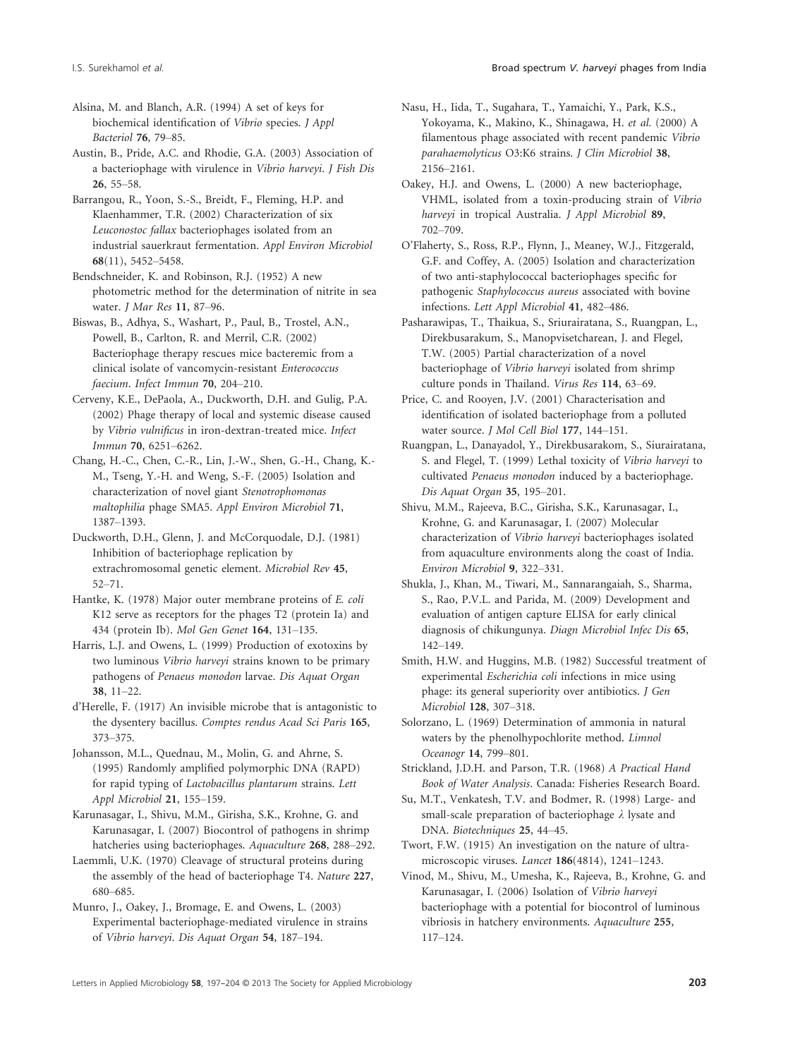Alsina, M. and Blanch, A.R. (1994) A set of keys for biochemical identification of *Vibrio* species. *J Appl Bacteriol* **76**, 79–85.

Austin, B., Pride, A.C. and Rhodie, G.A. (2003) Association of a bacteriophage with virulence in *Vibrio harveyi*. *J Fish Dis* **26**, 55–58.

Barrangou, R., Yoon, S.-S., Breidt, F., Fleming, H.P. and Klaenhammer, T.R. (2002) Characterization of six *Leuconostoc fallax* bacteriophages isolated from an industrial sauerkraut fermentation. *Appl Environ Microbiol* **68**(11), 5452–5458.

Bendschneider, K. and Robinson, R.J. (1952) A new photometric method for the determination of nitrite in sea water. *J Mar Res* **11**, 87–96.

Biswas, B., Adhya, S., Washart, P., Paul, B., Trostel, A.N., Powell, B., Carlton, R. and Merril, C.R. (2002) Bacteriophage therapy rescues mice bacteremic from a clinical isolate of vancomycin-resistant *Enterococcus faecium*. *Infect Immun* **70**, 204–210.

Cerveny, K.E., DePaola, A., Duckworth, D.H. and Gulig, P.A. (2002) Phage therapy of local and systemic disease caused by *Vibrio vulnificus* in iron-dextran-treated mice. *Infect Immun* **70**, 6251–6262.

Chang, H.-C., Chen, C.-R., Lin, J.-W., Shen, G.-H., Chang, K.-M., Tseng, Y.-H. and Weng, S.-F. (2005) Isolation and characterization of novel giant *Stenotrophomonas maltophilia* phage SMA5. *Appl Environ Microbiol* **71**, 1387–1393.

Duckworth, D.H., Glenn, J. and McCorquodale, D.J. (1981) Inhibition of bacteriophage replication by extrachromosomal genetic element. *Microbiol Rev* **45**, 52–71.

Hantke, K. (1978) Major outer membrane proteins of *E. coli* K12 serve as receptors for the phages T2 (protein Ia) and 434 (protein Ib). *Mol Gen Genet* **164**, 131–135.

Harris, L.J. and Owens, L. (1999) Production of exotoxins by two luminous *Vibrio harveyi* strains known to be primary pathogens of *Penaeus monodon* larvae. *Dis Aquat Organ* **38**, 11–22.

d'Herelle, F. (1917) An invisible microbe that is antagonistic to the dysentery bacillus. *Comptes rendus Acad Sci Paris* **165**, 373–375.

Johansson, M.L., Quednau, M., Molin, G. and Ahrne, S. (1995) Randomly amplified polymorphic DNA (RAPD) for rapid typing of *Lactobacillus plantarum* strains. *Lett Appl Microbiol* **21**, 155–159.

Karunasagar, I., Shivu, M.M., Girisha, S.K., Krohne, G. and Karunasagar, I. (2007) Biocontrol of pathogens in shrimp hatcheries using bacteriophages. *Aquaculture* **268**, 288–292.

Laemmli, U.K. (1970) Cleavage of structural proteins during the assembly of the head of bacteriophage T4. *Nature* **227**, 680–685.

Munro, J., Oakey, J., Bromage, E. and Owens, L. (2003) Experimental bacteriophage-mediated virulence in strains of *Vibrio harveyi*. *Dis Aquat Organ* **54**, 187–194.

Nasu, H., Iida, T., Sugahara, T., Yamaichi, Y., Park, K.S., Yokoyama, K., Makino, K., Shinagawa, H. *et al.* (2000) A filamentous phage associated with recent pandemic *Vibrio parahaemolyticus* O3:K6 strains. *J Clin Microbiol* **38**, 2156–2161.

Oakey, H.J. and Owens, L. (2000) A new bacteriophage, VHML, isolated from a toxin-producing strain of *Vibrio harveyi* in tropical Australia. *J Appl Microbiol* **89**, 702–709.

O'Flaherty, S., Ross, R.P., Flynn, J., Meaney, W.J., Fitzgerald, G.F. and Coffey, A. (2005) Isolation and characterization of two anti-staphylococcal bacteriophages specific for pathogenic *Staphylococcus aureus* associated with bovine infections. *Lett Appl Microbiol* **41**, 482–486.

Pasharawipas, T., Thaikua, S., Sriurairatana, S., Ruangpan, L., Direkbusarakum, S., Manopvisetcharean, J. and Flegel, T.W. (2005) Partial characterization of a novel bacteriophage of *Vibrio harveyi* isolated from shrimp culture ponds in Thailand. *Virus Res* **114**, 63–69.

Price, C. and Rooyen, J.V. (2001) Characterisation and identification of isolated bacteriophage from a polluted water source. *J Mol Cell Biol* **177**, 144–151.

Ruangpan, L., Danayadol, Y., Direkbusarakom, S., Siurairatana, S. and Flegel, T. (1999) Lethal toxicity of *Vibrio harveyi* to cultivated *Penaeus monodon* induced by a bacteriophage. *Dis Aquat Organ* **35**, 195–201.

Shivu, M.M., Rajeeva, B.C., Girisha, S.K., Karunasagar, I., Krohne, G. and Karunasagar, I. (2007) Molecular characterization of *Vibrio harveyi* bacteriophages isolated from aquaculture environments along the coast of India. *Environ Microbiol* **9**, 322–331.

Shukla, J., Khan, M., Tiwari, M., Sannarangaiah, S., Sharma, S., Rao, P.V.L. and Parida, M. (2009) Development and evaluation of antigen capture ELISA for early clinical diagnosis of chikungunya. *Diagn Microbiol Infec Dis* **65**, 142–149.

Smith, H.W. and Huggins, M.B. (1982) Successful treatment of experimental *Escherichia coli* infections in mice using phage: its general superiority over antibiotics. *J Gen Microbiol* **128**, 307–318.

Solorzano, L. (1969) Determination of ammonia in natural waters by the phenolhypochlorite method. *Limnol Oceanogr* **14**, 799–801.

Strickland, J.D.H. and Parson, T.R. (1968) *A Practical Hand Book of Water Analysis*. Canada: Fisheries Research Board.

Su, M.T., Venkatesh, T.V. and Bodmer, R. (1998) Large- and small-scale preparation of bacteriophage $\lambda$ lysate and DNA. *Biotechniques* **25**, 44–45.

Twort, F.W. (1915) An investigation on the nature of ultra-microscopic viruses. *Lancet* **186**(4814), 1241–1243.

Vinod, M., Shivu, M., Umesha, K., Rajeeva, B., Krohne, G. and Karunasagar, I. (2006) Isolation of *Vibrio harveyi* bacteriophage with a potential for biocontrol of luminous vibriosis in hatchery environments. *Aquaculture* **255**, 117–124.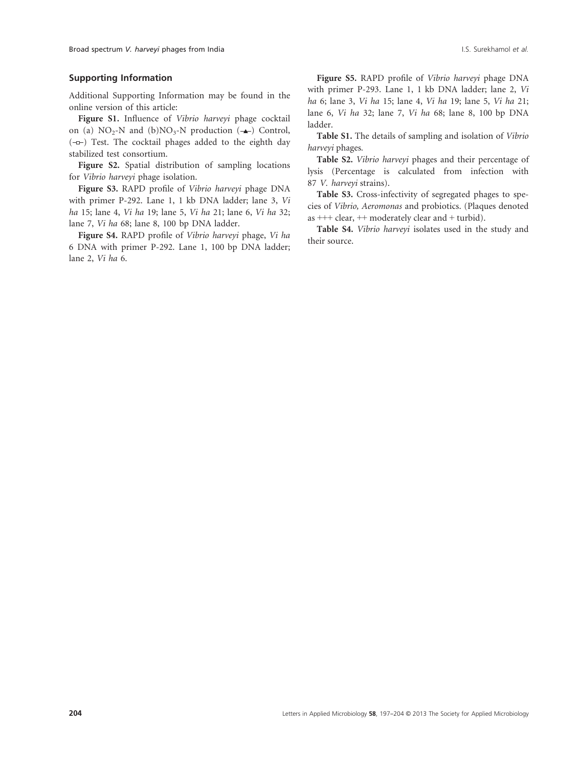### Supporting Information

Additional Supporting Information may be found in the online version of this article:

**Figure S1.** Influence of *Vibrio harveyi* phage cocktail on (a) $NO_2$-N and (b)$NO_3$-N production (-▲-) Control, (-□-) Test. The cocktail phages added to the eighth day stabilized test consortium.

**Figure S2.** Spatial distribution of sampling locations for *Vibrio harveyi* phage isolation.

**Figure S3.** RAPD profile of *Vibrio harveyi* phage DNA with primer P-292. Lane 1, 1 kb DNA ladder; lane 3, *Vi ha* 15; lane 4, *Vi ha* 19; lane 5, *Vi ha* 21; lane 6, *Vi ha* 32; lane 7, *Vi ha* 68; lane 8, 100 bp DNA ladder.

**Figure S4.** RAPD profile of *Vibrio harveyi* phage, *Vi ha* 6 DNA with primer P-292. Lane 1, 100 bp DNA ladder; lane 2, *Vi ha* 6.

**Figure S5.** RAPD profile of *Vibrio harveyi* phage DNA with primer P-293. Lane 1, 1 kb DNA ladder; lane 2, *Vi ha* 6; lane 3, *Vi ha* 15; lane 4, *Vi ha* 19; lane 5, *Vi ha* 21; lane 6, *Vi ha* 32; lane 7, *Vi ha* 68; lane 8, 100 bp DNA ladder.

**Table S1.** The details of sampling and isolation of *Vibrio harveyi* phages.

**Table S2.** *Vibrio harveyi* phages and their percentage of lysis (Percentage is calculated from infection with 87 *V. harveyi* strains).

**Table S3.** Cross-infectivity of segregated phages to species of *Vibrio, Aeromonas* and probiotics. (Plaques denoted as +++ clear, ++ moderately clear and + turbid).

**Table S4.** *Vibrio harveyi* isolates used in the study and their source.